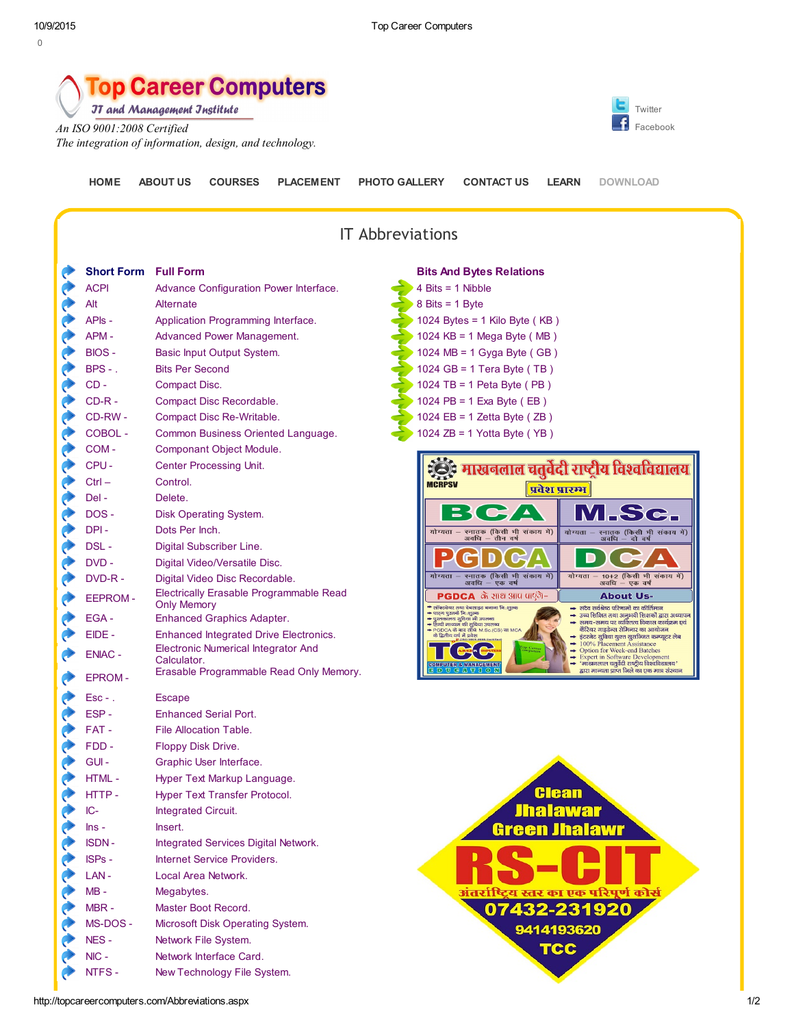# Top Career Computers

*IT and Management Institute*

*An ISO 9001:2008 Certified*

*The integration of information, design, and technology.*

Twitter
Facebook

HOME ABOUT US COURSES PLACEMENT PHOTO GALLERY CONTACT US LEARN DOWNLOAD

## IT Abbreviations

| Short Form | Full Form |
|---|---|
| ACPI | Advance Configuration Power Interface. |
| Alt | Alternate |
| APIs - | Application Programming Interface. |
| APM - | Advanced Power Management. |
| BIOS - | Basic Input Output System. |
| BPS - . | Bits Per Second |
| CD - | Compact Disc. |
| CD-R - | Compact Disc Recordable. |
| CD-RW - | Compact Disc Re-Writable. |
| COBOL - | Common Business Oriented Language. |
| COM - | Componant Object Module. |
| CPU - | Center Processing Unit. |
| Ctrl – | Control. |
| Del - | Delete. |
| DOS - | Disk Operating System. |
| DPI - | Dots Per Inch. |
| DSL - | Digital Subscriber Line. |
| DVD - | Digital Video/Versatile Disc. |
| DVD-R - | Digital Video Disc Recordable. |
| EEPROM - | Electrically Erasable Programmable Read Only Memory |
| EGA - | Enhanced Graphics Adapter. |
| EIDE - | Enhanced Integrated Drive Electronics. |
| ENIAC - | Electronic Numerical Integrator And Calculator. |
| EPROM - | Erasable Programmable Read Only Memory. |
| Esc - . | Escape |
| ESP - | Enhanced Serial Port. |
| FAT - | File Allocation Table. |
| FDD - | Floppy Disk Drive. |
| GUI - | Graphic User Interface. |
| HTML - | Hyper Text Markup Language. |
| HTTP - | Hyper Text Transfer Protocol. |
| IC- | Integrated Circuit. |
| Ins - | Insert. |
| ISDN - | Integrated Services Digital Network. |
| ISPs - | Internet Service Providers. |
| LAN - | Local Area Network. |
| MB - | Megabytes. |
| MBR - | Master Boot Record. |
| MS-DOS - | Microsoft Disk Operating System. |
| NES - | Network File System. |
| NIC - | Network Interface Card. |
| NTFS - | New Technology File System. |

### Bits And Bytes Relations

- 4 Bits = 1 Nibble
- 8 Bits = 1 Byte
- 1024 Bytes = 1 Kilo Byte ( KB )
- 1024 KB = 1 Mega Byte ( MB )
- 1024 MB = 1 Gyga Byte ( GB )
- 1024 GB = 1 Tera Byte ( TB )
- 1024 TB = 1 Peta Byte ( PB )
- 1024 PB = 1 Exa Byte ( EB )
- 1024 EB = 1 Zetta Byte ( ZB )
- 1024 ZB = 1 Yotta Byte ( YB )

माखनलाल चतुर्वेदी राष्ट्रीय विश्वविद्यालय
MCRPSV
प्रवेश प्रारम्भ

| BCA | M.Sc. |
|---|---|
| योग्यता – स्नातक (किसी भी संकाय में) अवधि – तीन वर्ष | योग्यता – स्नातक (किसी भी संकाय में) अवधि – दो वर्ष |
| **PGDCA** | **DCA** |
| योग्यता – स्नातक (किसी भी संकाय में) अवधि – एक वर्ष | योग्यता – 10+2 (किसी भी संकाय में) अवधि – एक वर्ष |

PGDCA के साथ आप पाऐंगे-

- सर्विसबुक तथा प्रोजेक्ट बनाना नि:शुल्क
- पाठ्य पुस्तकें नि:शुल्क
- पुस्तकालय सुविधा भी उपलब्ध
- हिन्दी माध्यम की सुविधा उपलब्ध
- PGDCA के बाद सीधे M.Sc.(CS) या MCA के द्वितीय वर्ष में प्रवेश

About Us-

- सदैव सर्वश्रेष्ठ परिणामों का कीर्तिमान
- उच्च शिक्षित तथा अनुभवी शिक्षकों द्वारा अध्यापन
- समय-समय पर व्यक्तित्व विकास कार्यक्रम एवं कैरियर गाइडेन्स सेमिनार का आयोजन
- इंटरनेट सुविधा युक्त सुसज्जित कम्प्यूटर लैब
- 100% Placement Assistance
- Option for Week-end Batches
- Expert in Software Development
- 'माखनलाल चतुर्वेदी राष्ट्रीय विश्वविद्यालय' द्वारा मान्यता प्राप्त जिले का एक मात्र संस्थान

TCC COMPUTER & MANAGEMENT EDUCATION

Clean Jhalawar Green Jhalawr

RS-CIT

अंतर्राष्ट्रिय स्तर का एक परिपूर्ण कोर्स

07432-231920

9414193620

TCC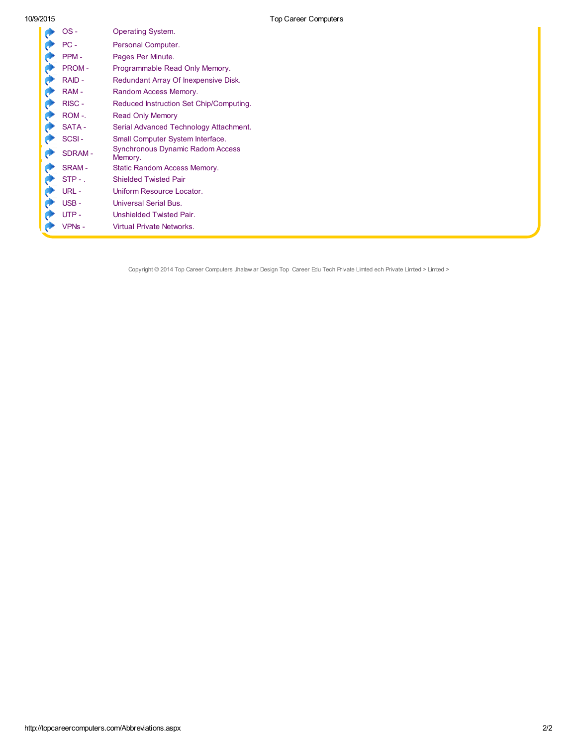| | |
|---|---|
| OS - | Operating System. |
| PC - | Personal Computer. |
| PPM - | Pages Per Minute. |
| PROM - | Programmable Read Only Memory. |
| RAID - | Redundant Array Of Inexpensive Disk. |
| RAM - | Random Access Memory. |
| RISC - | Reduced Instruction Set Chip/Computing. |
| ROM -. | Read Only Memory |
| SATA - | Serial Advanced Technology Attachment. |
| SCSI - | Small Computer System Interface. |
| SDRAM - | Synchronous Dynamic Radom Access Memory. |
| SRAM - | Static Random Access Memory. |
| STP - . | Shielded Twisted Pair |
| URL - | Uniform Resource Locator. |
| USB - | Universal Serial Bus. |
| UTP - | Unshielded Twisted Pair. |
| VPNs - | Virtual Private Networks. |

Copyright © 2014 Top Career Computers Jhalaw ar Design Top Career Edu Tech Private Limted ech Private Limted > Limted >